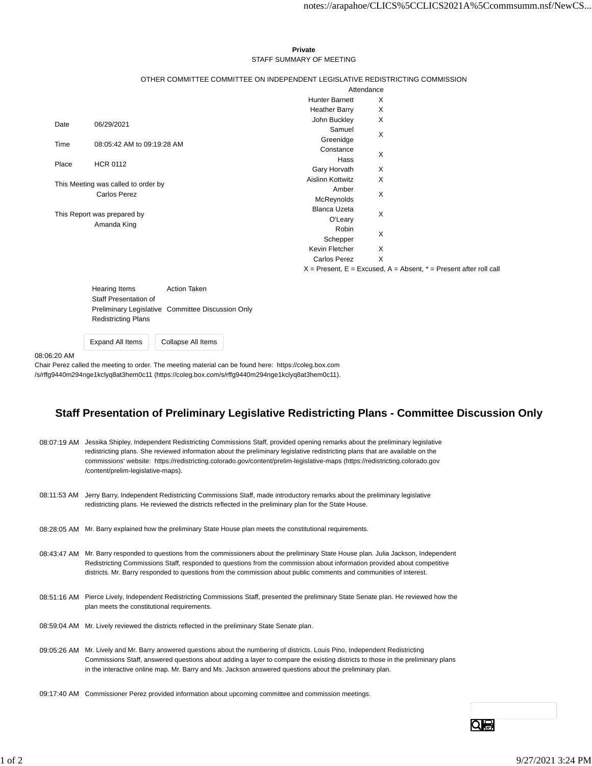**Private**
STAFF SUMMARY OF MEETING

OTHER COMMITTEE COMMITTEE ON INDEPENDENT LEGISLATIVE REDISTRICTING COMMISSION

| | |
|---|---|
| Date | 06/29/2021 |
| Time | 08:05:42 AM to 09:19:28 AM |
| Place | HCR 0112 |

This Meeting was called to order by
Carlos Perez

This Report was prepared by
Amanda King

| Attendance | |
|---|---|
| Hunter Barnett | X |
| Heather Barry | X |
| John Buckley | X |
| Samuel Greenidge | X |
| Constance Hass | X |
| Gary Horvath | X |
| Aislinn Kottwitz | X |
| Amber McReynolds | X |
| Blanca Uzeta O'Leary | X |
| Robin Schepper | X |
| Kevin Fletcher | X |
| Carlos Perez | X |

X = Present, E = Excused, A = Absent, * = Present after roll call

| Hearing Items | Action Taken |
|---|---|
| Staff Presentation of Preliminary Legislative Redistricting Plans | Committee Discussion Only |

Expand All Items | Collapse All Items

08:06:20 AM
Chair Perez called the meeting to order. The meeting material can be found here: https://coleg.box.com/s/rffg9440m294nge1kclyq8at3hem0c11 (https://coleg.box.com/s/rffg9440m294nge1kclyq8at3hem0c11).

## Staff Presentation of Preliminary Legislative Redistricting Plans - Committee Discussion Only

08:07:19 AM Jessika Shipley, Independent Redistricting Commissions Staff, provided opening remarks about the preliminary legislative redistricting plans. She reviewed information about the preliminary legislative redistricting plans that are available on the commissions' website: https://redistricting.colorado.gov/content/prelim-legislative-maps (https://redistricting.colorado.gov/content/prelim-legislative-maps).

08:11:53 AM Jerry Barry, Independent Redistricting Commissions Staff, made introductory remarks about the preliminary legislative redistricting plans. He reviewed the districts reflected in the preliminary plan for the State House.

08:28:05 AM Mr. Barry explained how the preliminary State House plan meets the constitutional requirements.

08:43:47 AM Mr. Barry responded to questions from the commissioners about the preliminary State House plan. Julia Jackson, Independent Redistricting Commissions Staff, responded to questions from the commission about information provided about competitive districts. Mr. Barry responded to questions from the commission about public comments and communities of interest.

08:51:16 AM Pierce Lively, Independent Redistricting Commissions Staff, presented the preliminary State Senate plan. He reviewed how the plan meets the constitutional requirements.

08:59:04 AM Mr. Lively reviewed the districts reflected in the preliminary State Senate plan.

09:05:26 AM Mr. Lively and Mr. Barry answered questions about the numbering of districts. Louis Pino, Independent Redistricting Commissions Staff, answered questions about adding a layer to compare the existing districts to those in the preliminary plans in the interactive online map. Mr. Barry and Ms. Jackson answered questions about the preliminary plan.

09:17:40 AM Commissioner Perez provided information about upcoming committee and commission meetings.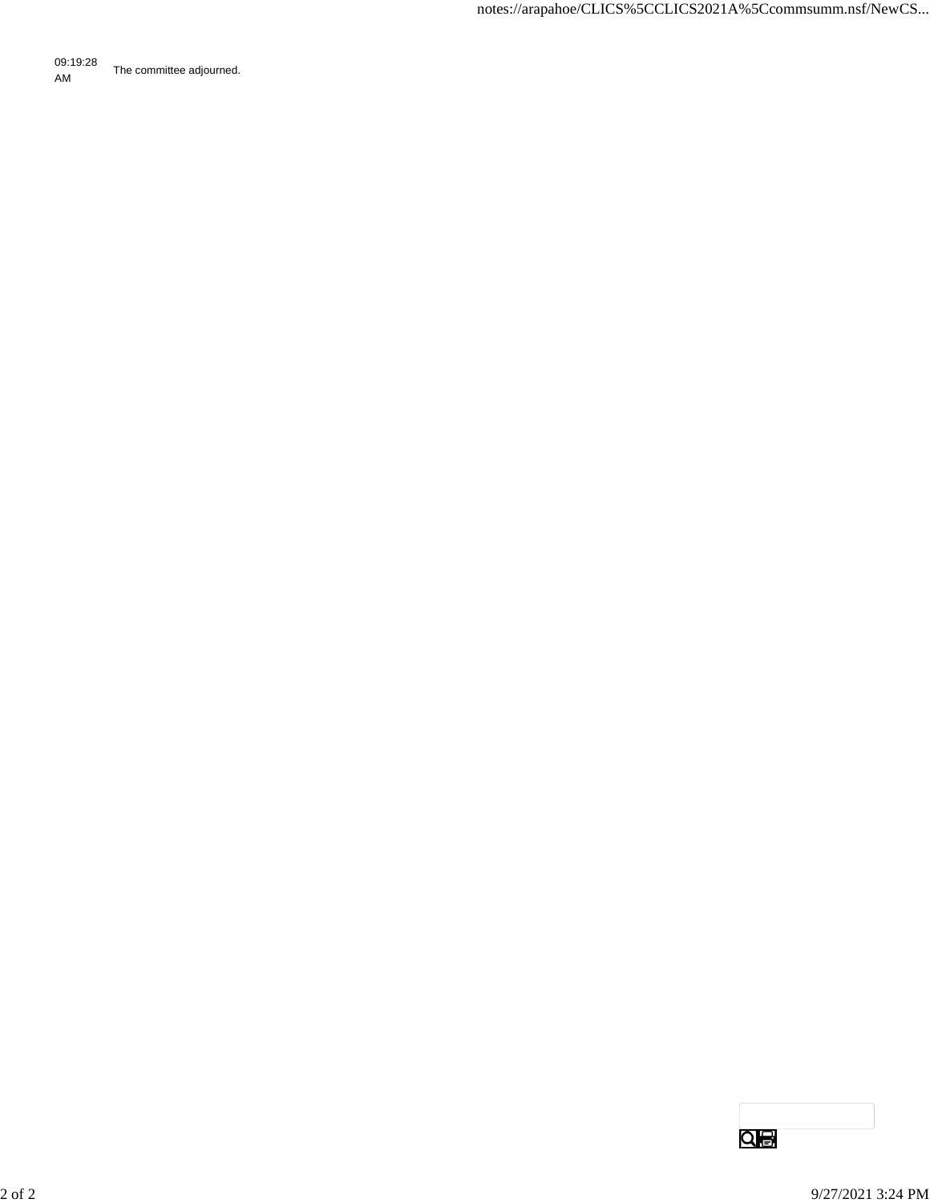| | |
|---|---|
| 09:19:28 AM | The committee adjourned. |